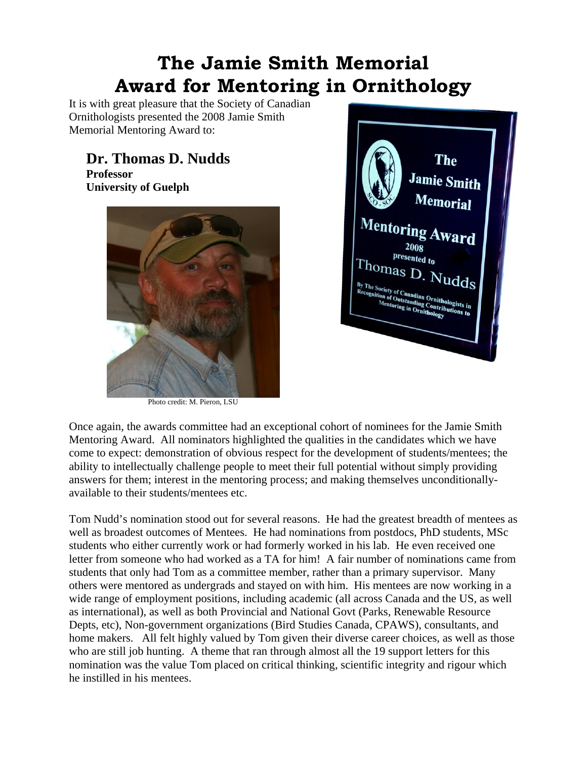# The Jamie Smith Memorial Award for Mentoring in Ornithology

It is with great pleasure that the Society of Canadian Ornithologists presented the 2008 Jamie Smith Memorial Mentoring Award to:

## Dr. Thomas D. Nudds

**Professor**
**University of Guelph**

Photo credit: M. Pieron, LSU

Once again, the awards committee had an exceptional cohort of nominees for the Jamie Smith Mentoring Award. All nominators highlighted the qualities in the candidates which we have come to expect: demonstration of obvious respect for the development of students/mentees; the ability to intellectually challenge people to meet their full potential without simply providing answers for them; interest in the mentoring process; and making themselves unconditionally-available to their students/mentees etc.

Tom Nudd's nomination stood out for several reasons. He had the greatest breadth of mentees as well as broadest outcomes of Mentees. He had nominations from postdocs, PhD students, MSc students who either currently work or had formerly worked in his lab. He even received one letter from someone who had worked as a TA for him! A fair number of nominations came from students that only had Tom as a committee member, rather than a primary supervisor. Many others were mentored as undergrads and stayed on with him. His mentees are now working in a wide range of employment positions, including academic (all across Canada and the US, as well as international), as well as both Provincial and National Govt (Parks, Renewable Resource Depts, etc), Non-government organizations (Bird Studies Canada, CPAWS), consultants, and home makers. All felt highly valued by Tom given their diverse career choices, as well as those who are still job hunting. A theme that ran through almost all the 19 support letters for this nomination was the value Tom placed on critical thinking, scientific integrity and rigour which he instilled in his mentees.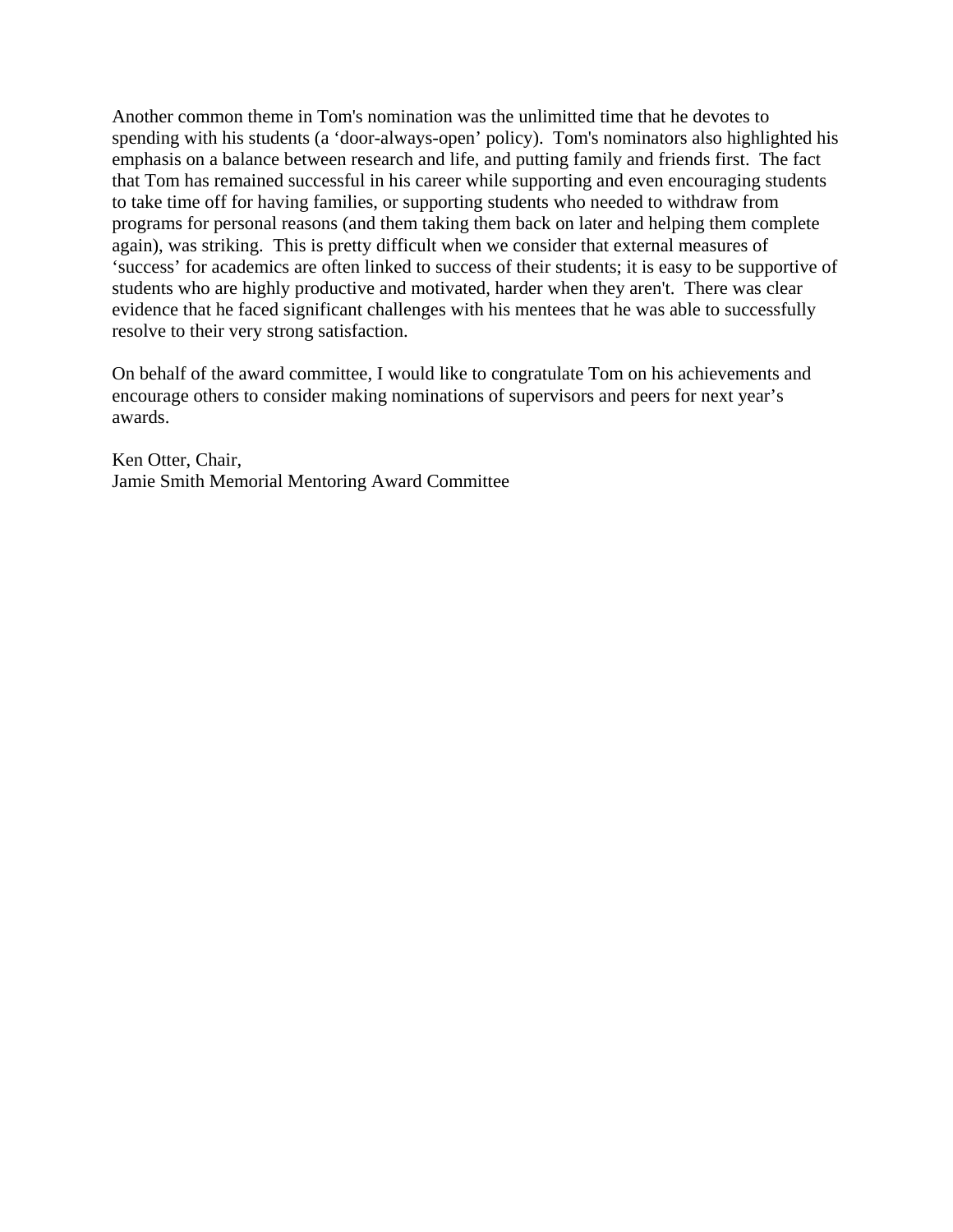Another common theme in Tom's nomination was the unlimitted time that he devotes to spending with his students (a 'door-always-open' policy). Tom's nominators also highlighted his emphasis on a balance between research and life, and putting family and friends first. The fact that Tom has remained successful in his career while supporting and even encouraging students to take time off for having families, or supporting students who needed to withdraw from programs for personal reasons (and them taking them back on later and helping them complete again), was striking. This is pretty difficult when we consider that external measures of 'success' for academics are often linked to success of their students; it is easy to be supportive of students who are highly productive and motivated, harder when they aren't. There was clear evidence that he faced significant challenges with his mentees that he was able to successfully resolve to their very strong satisfaction.

On behalf of the award committee, I would like to congratulate Tom on his achievements and encourage others to consider making nominations of supervisors and peers for next year's awards.

Ken Otter, Chair,
Jamie Smith Memorial Mentoring Award Committee